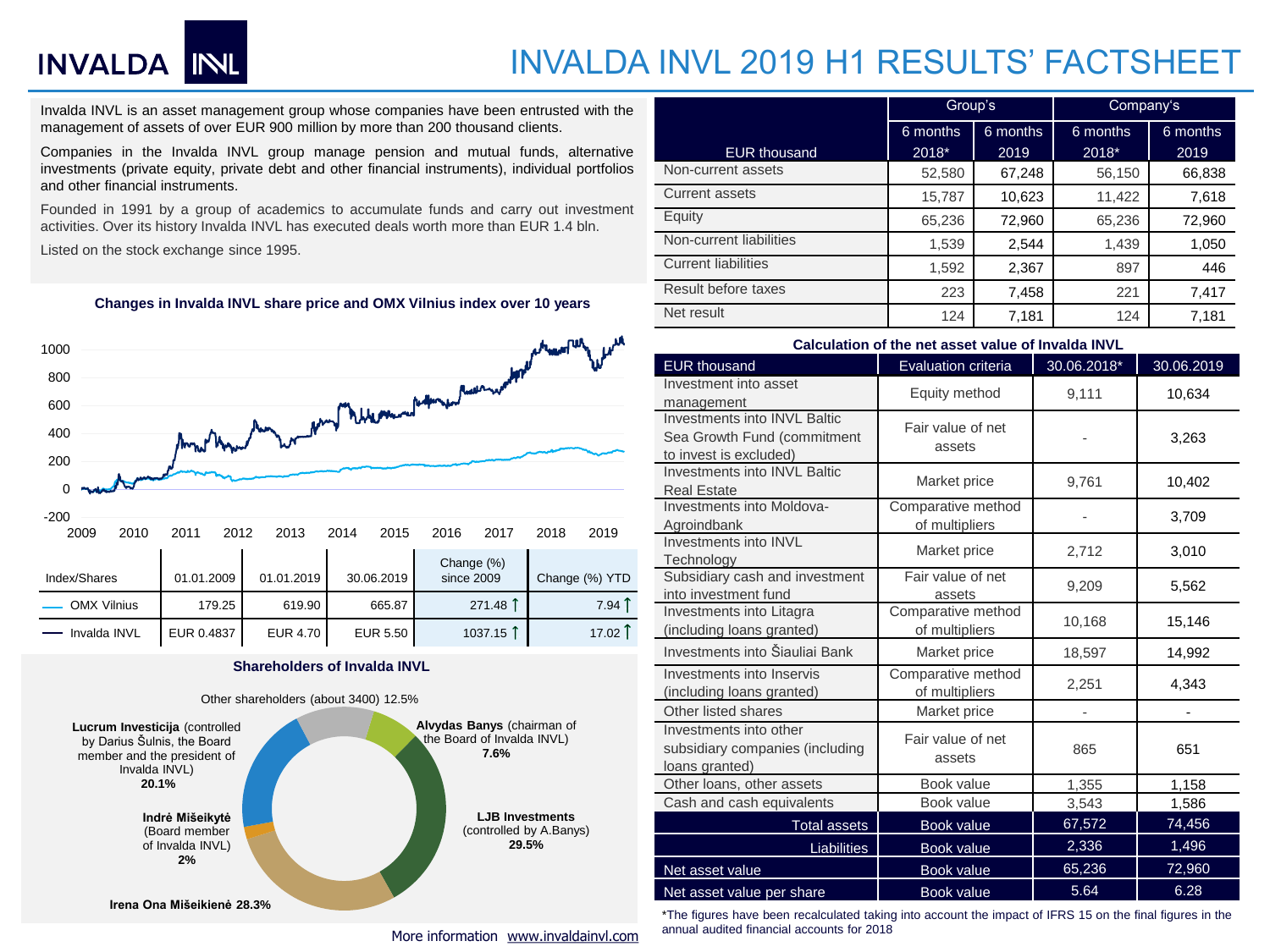# INVALDA INVL 2019 H1 RESULTS' FACTSHEET

Invalda INVL is an asset management group whose companies have been entrusted with the management of assets of over EUR 900 million by more than 200 thousand clients.

Companies in the Invalda INVL group manage pension and mutual funds, alternative investments (private equity, private debt and other financial instruments), individual portfolios and other financial instruments.

Founded in 1991 by a group of academics to accumulate funds and carry out investment activities. Over its history Invalda INVL has executed deals worth more than EUR 1.4 bln.

Listed on the stock exchange since 1995.

**Changes in Invalda INVL share price and OMX Vilnius index over 10 years**

| Index/Shares | 01.01.2009 | 01.01.2019 | 30.06.2019 | Change (%) since 2009 | Change (%) YTD |
|---|---|---|---|---|---|
| OMX Vilnius | 179.25 | 619.90 | 665.87 | 271.48 ↑ | 7.94 ↑ |
| Invalda INVL | EUR 0.4837 | EUR 4.70 | EUR 5.50 | 1037.15 ↑ | 17.02 ↑ |

**Shareholders of Invalda INVL**

- **LJB Investments** (controlled by A.Banys) **29.5%**
- **Irena Ona Mišeikienė 28.3%**
- **Lucrum Investicija** (controlled by Darius Šulnis, the Board member and the president of Invalda INVL) **20.1%**
- Other shareholders (about 3400) 12.5%
- **Alvydas Banys** (chairman of the Board of Invalda INVL) **7.6%**
- **Indrė Mišeikytė** (Board member of Invalda INVL) **2%**

More information www.invaldainvl.com

| EUR thousand | Group's | | Company's | |
|---|---|---|---|---|
| | 6 months 2018* | 6 months 2019 | 6 months 2018* | 6 months 2019 |
| Non-current assets | 52,580 | 67,248 | 56,150 | 66,838 |
| Current assets | 15,787 | 10,623 | 11,422 | 7,618 |
| Equity | 65,236 | 72,960 | 65,236 | 72,960 |
| Non-current liabilities | 1,539 | 2,544 | 1,439 | 1,050 |
| Current liabilities | 1,592 | 2,367 | 897 | 446 |
| Result before taxes | 223 | 7,458 | 221 | 7,417 |
| Net result | 124 | 7,181 | 124 | 7,181 |

**Calculation of the net asset value of Invalda INVL**

| EUR thousand | Evaluation criteria | 30.06.2018* | 30.06.2019 |
|---|---|---|---|
| Investment into asset management | Equity method | 9,111 | 10,634 |
| Investments into INVL Baltic Sea Growth Fund (commitment to invest is excluded) | Fair value of net assets | - | 3,263 |
| Investments into INVL Baltic Real Estate | Market price | 9,761 | 10,402 |
| Investments into Moldova-Agroindbank | Comparative method of multipliers | - | 3,709 |
| Investments into INVL Technology | Market price | 2,712 | 3,010 |
| Subsidiary cash and investment into investment fund | Fair value of net assets | 9,209 | 5,562 |
| Investments into Litagra (including loans granted) | Comparative method of multipliers | 10,168 | 15,146 |
| Investments into Šiauliai Bank | Market price | 18,597 | 14,992 |
| Investments into Inservis (including loans granted) | Comparative method of multipliers | 2,251 | 4,343 |
| Other listed shares | Market price | - | - |
| Investments into other subsidiary companies (including loans granted) | Fair value of net assets | 865 | 651 |
| Other loans, other assets | Book value | 1,355 | 1,158 |
| Cash and cash equivalents | Book value | 3,543 | 1,586 |
| Total assets | Book value | 67,572 | 74,456 |
| Liabilities | Book value | 2,336 | 1,496 |
| Net asset value | Book value | 65,236 | 72,960 |
| Net asset value per share | Book value | 5.64 | 6.28 |

*The figures have been recalculated taking into account the impact of IFRS 15 on the final figures in the annual audited financial accounts for 2018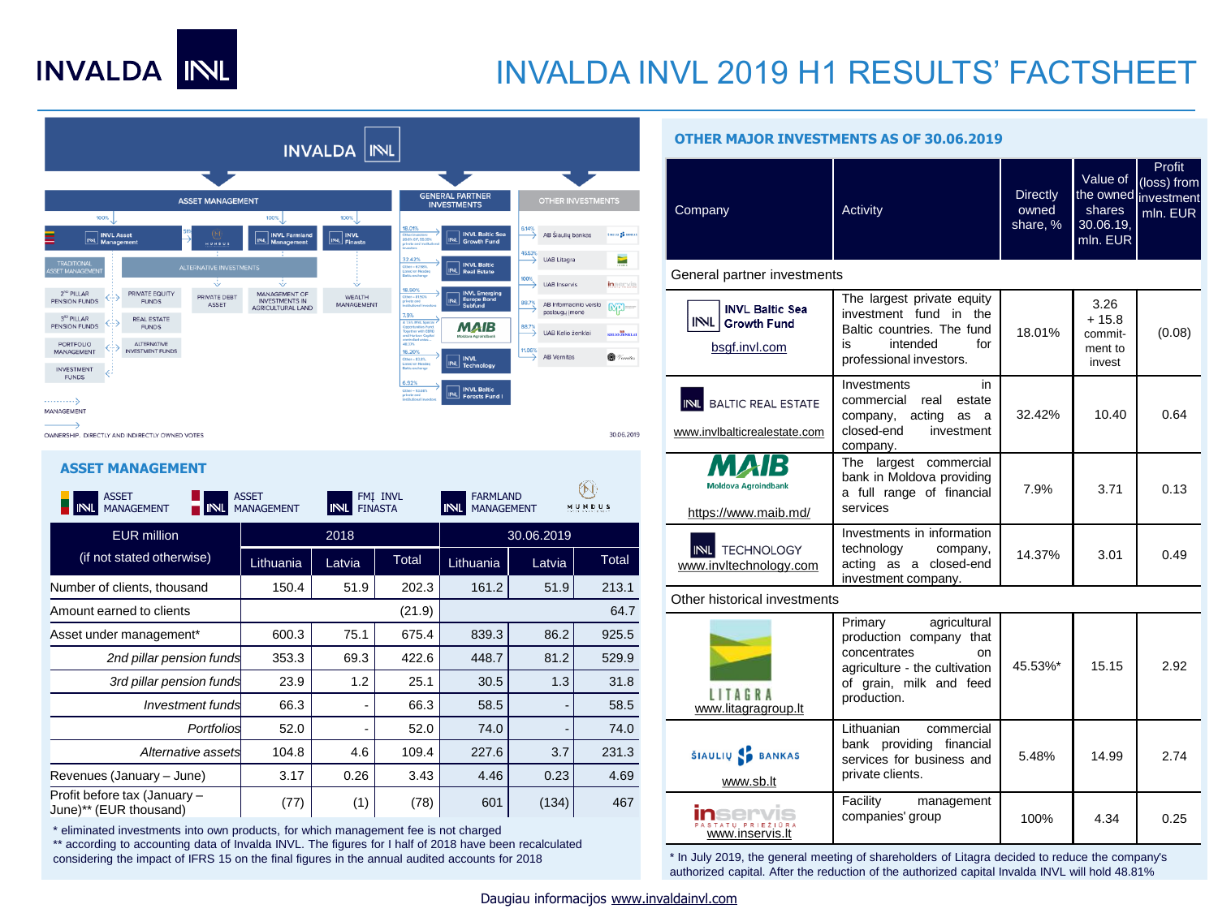# INVALDA INVL 2019 H1 RESULTS' FACTSHEET

INVALDA INVL

ASSET MANAGEMENT

GENERAL PARTNER INVESTMENTS

OTHER INVESTMENTS

100% INVL Asset Management
51% MUNDUS
100% INVL Farmland Management
100% INVL Finasta

TRADITIONAL ASSET MANAGEMENT
ALTERNATIVE INVESTMENTS

2nd PILLAR PENSION FUNDS
3rd PILLAR PENSION FUNDS
PORTFOLIO MANAGEMENT
INVESTMENT FUNDS
PRIVATE EQUITY FUNDS
REAL ESTATE FUNDS
ALTERNATIVE INVESTMENT FUNDS
PRIVATE DEBT ASSET
MANAGEMENT OF INVESTMENTS IN AGRICULTURAL LAND
WEALTH MANAGEMENT

18.01% INVL Baltic Sea Growth Fund
32.42% INVL Baltic Real Estate
18.90% INVL Emerging Europe Bond Subfund
7.9% MAIB Moldova Agroindbank
16.20% INVL Technology
6.92% INVL Baltic Forests Fund I

5.14% AB Šiaulių bankas
45.53% UAB Litagra
100% UAB Inservis
89.7% AB Informacinio verslo paslaugų įmonė
88.7% UAB Kelio ženklai
11.06% AB Vernitas

MANAGEMENT
OWNERSHIP, DIRECTLY AND INDIRECTLY OWNED VOTES

30.06.2019

## ASSET MANAGEMENT

INVL ASSET MANAGEMENT | INVL ASSET MANAGEMENT | FMI INVL FINASTA | INVL FARMLAND MANAGEMENT | MUNDUS

| EUR million (if not stated otherwise) | 2018 | | | 30.06.2019 | | |
|---|---|---|---|---|---|---|
| | Lithuania | Latvia | Total | Lithuania | Latvia | Total |
| Number of clients, thousand | 150.4 | 51.9 | 202.3 | 161.2 | 51.9 | 213.1 |
| Amount earned to clients | | | (21.9) | | | 64.7 |
| Asset under management* | 600.3 | 75.1 | 675.4 | 839.3 | 86.2 | 925.5 |
| *2nd pillar pension funds* | 353.3 | 69.3 | 422.6 | 448.7 | 81.2 | 529.9 |
| *3rd pillar pension funds* | 23.9 | 1.2 | 25.1 | 30.5 | 1.3 | 31.8 |
| *Investment funds* | 66.3 | - | 66.3 | 58.5 | - | 58.5 |
| *Portfolios* | 52.0 | - | 52.0 | 74.0 | - | 74.0 |
| *Alternative assets* | 104.8 | 4.6 | 109.4 | 227.6 | 3.7 | 231.3 |
| Revenues (January – June) | 3.17 | 0.26 | 3.43 | 4.46 | 0.23 | 4.69 |
| Profit before tax (January – June)** (EUR thousand) | (77) | (1) | (78) | 601 | (134) | 467 |

\* eliminated investments into own products, for which management fee is not charged
\*\* according to accounting data of Invalda INVL. The figures for I half of 2018 have been recalculated considering the impact of IFRS 15 on the final figures in the annual audited accounts for 2018

## OTHER MAJOR INVESTMENTS AS OF 30.06.2019

| Company | Activity | Directly owned share, % | Value of the owned shares 30.06.19, mln. EUR | Profit (loss) from investment mln. EUR |
|---|---|---|---|---|
| **General partner investments** | | | | |
| INVL Baltic Sea Growth Fund bsgf.invl.com | The largest private equity investment fund in the Baltic countries. The fund is intended for professional investors. | 18.01% | 3.26 + 15.8 commit-ment to invest | (0.08) |
| BALTIC REAL ESTATE www.invlbalticrealestate.com | Investments in commercial real estate company, acting as a closed-end investment company. | 32.42% | 10.40 | 0.64 |
| MAIB Moldova Agroindbank https://www.maib.md/ | The largest commercial bank in Moldova providing a full range of financial services | 7.9% | 3.71 | 0.13 |
| TECHNOLOGY www.invltechnology.com | Investments in information technology company, acting as a closed-end investment company. | 14.37% | 3.01 | 0.49 |
| **Other historical investments** | | | | |
| LITAGRA www.litagragroup.lt | Primary agricultural production company that concentrates on agriculture - the cultivation of grain, milk and feed production. | 45.53%* | 15.15 | 2.92 |
| ŠIAULIŲ BANKAS www.sb.lt | Lithuanian commercial bank providing financial services for business and private clients. | 5.48% | 14.99 | 2.74 |
| inservis www.inservis.lt | Facility management companies' group | 100% | 4.34 | 0.25 |

\* In July 2019, the general meeting of shareholders of Litagra decided to reduce the company's authorized capital. After the reduction of the authorized capital Invalda INVL will hold 48.81%

Daugiau informacijos www.invaldainvl.com